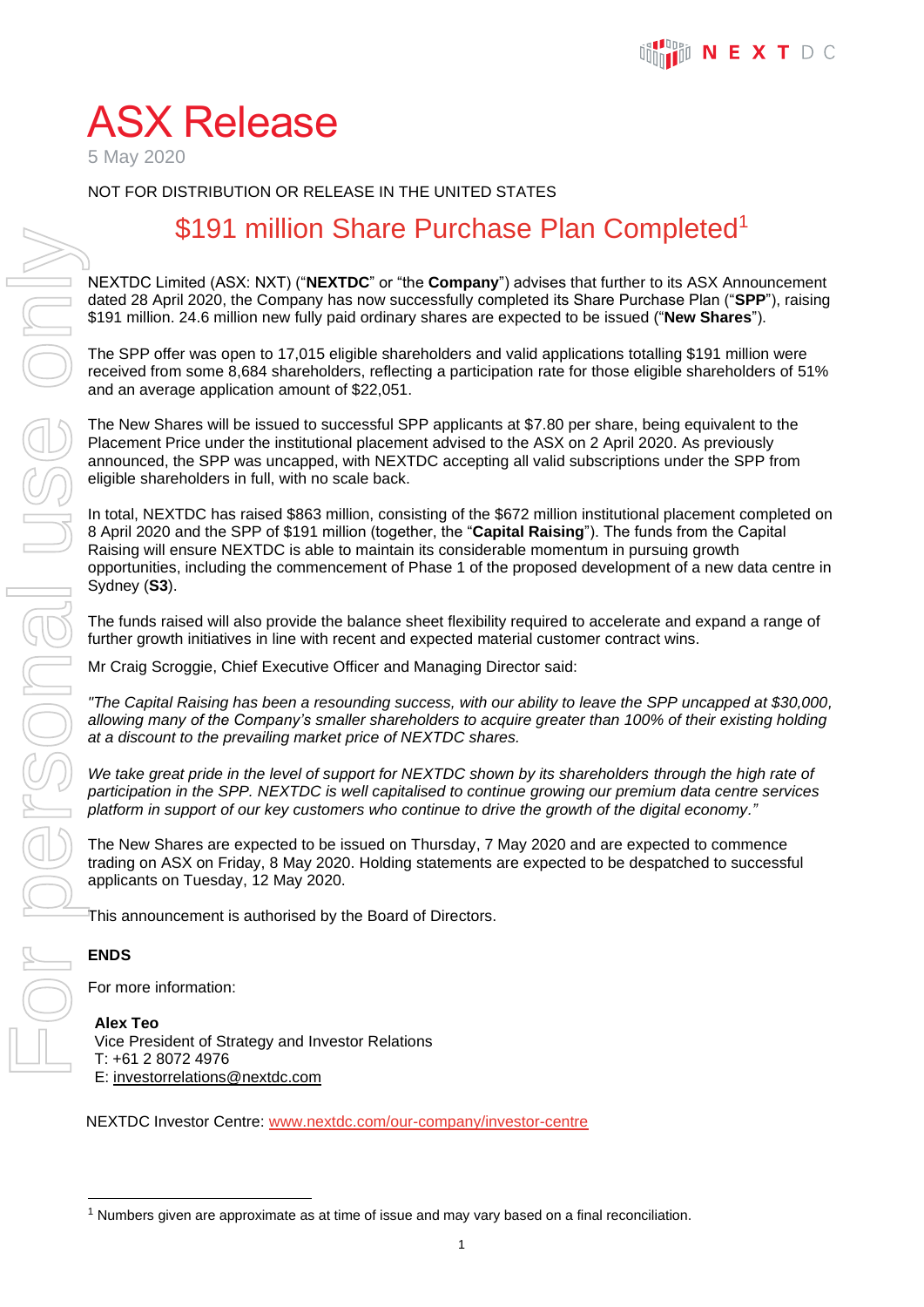# ASX Release

5 May 2020

NOT FOR DISTRIBUTION OR RELEASE IN THE UNITED STATES

## $191 million Share Purchase Plan Completed[1]

NEXTDC Limited (ASX: NXT) ("**NEXTDC**" or "the **Company**") advises that further to its ASX Announcement dated 28 April 2020, the Company has now successfully completed its Share Purchase Plan ("**SPP**"), raising $191 million. 24.6 million new fully paid ordinary shares are expected to be issued ("**New Shares**").

The SPP offer was open to 17,015 eligible shareholders and valid applications totalling $191 million were received from some 8,684 shareholders, reflecting a participation rate for those eligible shareholders of 51% and an average application amount of $22,051.

The New Shares will be issued to successful SPP applicants at $7.80 per share, being equivalent to the Placement Price under the institutional placement advised to the ASX on 2 April 2020. As previously announced, the SPP was uncapped, with NEXTDC accepting all valid subscriptions under the SPP from eligible shareholders in full, with no scale back.

In total, NEXTDC has raised $863 million, consisting of the $672 million institutional placement completed on 8 April 2020 and the SPP of $191 million (together, the "**Capital Raising**"). The funds from the Capital Raising will ensure NEXTDC is able to maintain its considerable momentum in pursuing growth opportunities, including the commencement of Phase 1 of the proposed development of a new data centre in Sydney (**S3**).

The funds raised will also provide the balance sheet flexibility required to accelerate and expand a range of further growth initiatives in line with recent and expected material customer contract wins.

Mr Craig Scroggie, Chief Executive Officer and Managing Director said:

*"The Capital Raising has been a resounding success, with our ability to leave the SPP uncapped at $30,000, allowing many of the Company's smaller shareholders to acquire greater than 100% of their existing holding at a discount to the prevailing market price of NEXTDC shares.*

*We take great pride in the level of support for NEXTDC shown by its shareholders through the high rate of participation in the SPP. NEXTDC is well capitalised to continue growing our premium data centre services platform in support of our key customers who continue to drive the growth of the digital economy."*

The New Shares are expected to be issued on Thursday, 7 May 2020 and are expected to commence trading on ASX on Friday, 8 May 2020. Holding statements are expected to be despatched to successful applicants on Tuesday, 12 May 2020.

This announcement is authorised by the Board of Directors.

**ENDS**

For more information:

**Alex Teo**
Vice President of Strategy and Investor Relations
T: +61 2 8072 4976
E: investorrelations@nextdc.com

NEXTDC Investor Centre: www.nextdc.com/our-company/investor-centre

---

[1] Numbers given are approximate as at time of issue and may vary based on a final reconciliation.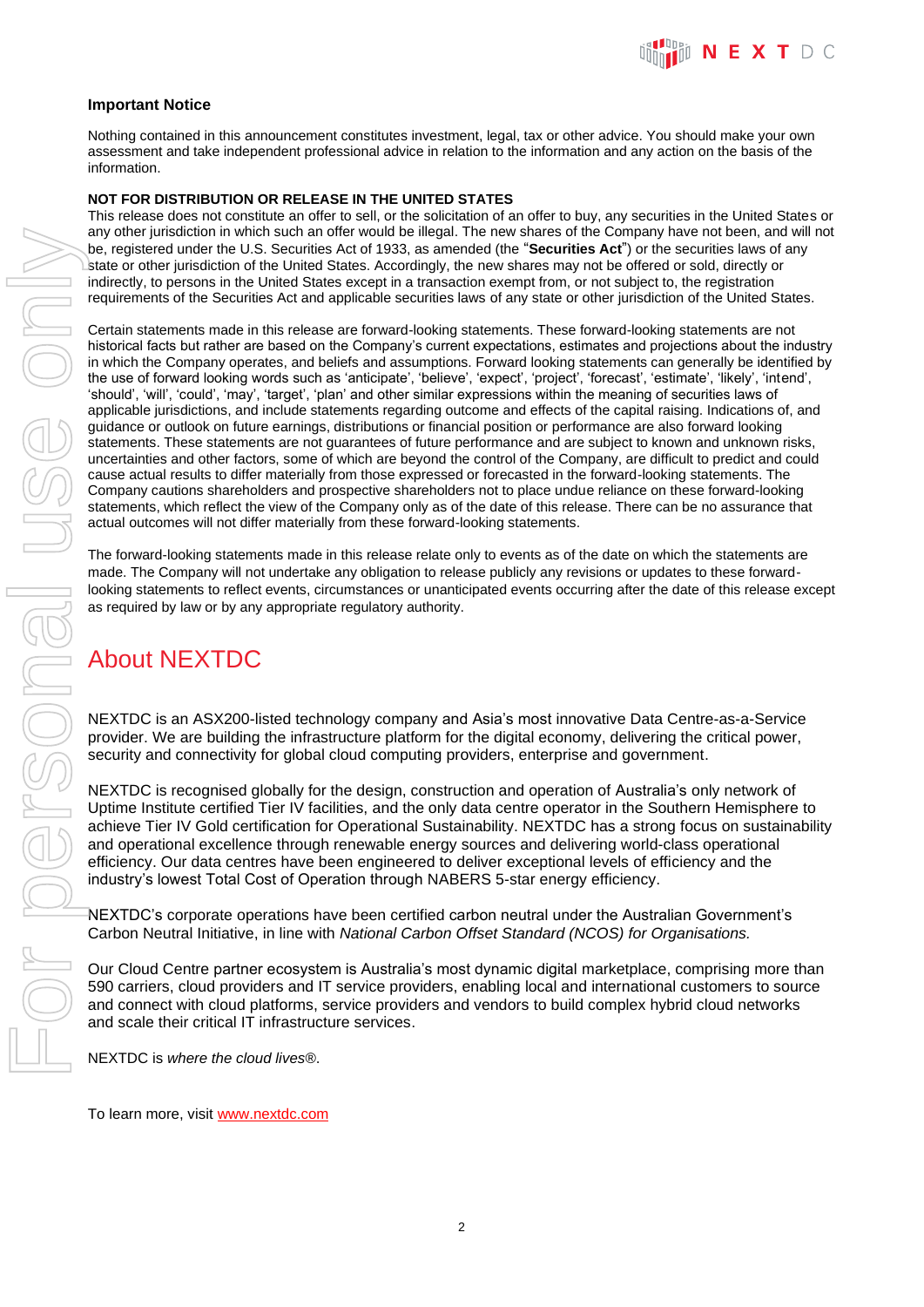**Important Notice**

Nothing contained in this announcement constitutes investment, legal, tax or other advice. You should make your own assessment and take independent professional advice in relation to the information and any action on the basis of the information.

**NOT FOR DISTRIBUTION OR RELEASE IN THE UNITED STATES**

This release does not constitute an offer to sell, or the solicitation of an offer to buy, any securities in the United States or any other jurisdiction in which such an offer would be illegal. The new shares of the Company have not been, and will not be, registered under the U.S. Securities Act of 1933, as amended (the "**Securities Act**") or the securities laws of any state or other jurisdiction of the United States. Accordingly, the new shares may not be offered or sold, directly or indirectly, to persons in the United States except in a transaction exempt from, or not subject to, the registration requirements of the Securities Act and applicable securities laws of any state or other jurisdiction of the United States.

Certain statements made in this release are forward-looking statements. These forward-looking statements are not historical facts but rather are based on the Company's current expectations, estimates and projections about the industry in which the Company operates, and beliefs and assumptions. Forward looking statements can generally be identified by the use of forward looking words such as 'anticipate', 'believe', 'expect', 'project', 'forecast', 'estimate', 'likely', 'intend', 'should', 'will', 'could', 'may', 'target', 'plan' and other similar expressions within the meaning of securities laws of applicable jurisdictions, and include statements regarding outcome and effects of the capital raising. Indications of, and guidance or outlook on future earnings, distributions or financial position or performance are also forward looking statements. These statements are not guarantees of future performance and are subject to known and unknown risks, uncertainties and other factors, some of which are beyond the control of the Company, are difficult to predict and could cause actual results to differ materially from those expressed or forecasted in the forward-looking statements. The Company cautions shareholders and prospective shareholders not to place undue reliance on these forward-looking statements, which reflect the view of the Company only as of the date of this release. There can be no assurance that actual outcomes will not differ materially from these forward-looking statements.

The forward-looking statements made in this release relate only to events as of the date on which the statements are made. The Company will not undertake any obligation to release publicly any revisions or updates to these forward-looking statements to reflect events, circumstances or unanticipated events occurring after the date of this release except as required by law or by any appropriate regulatory authority.

# About NEXTDC

NEXTDC is an ASX200-listed technology company and Asia's most innovative Data Centre-as-a-Service provider. We are building the infrastructure platform for the digital economy, delivering the critical power, security and connectivity for global cloud computing providers, enterprise and government.

NEXTDC is recognised globally for the design, construction and operation of Australia's only network of Uptime Institute certified Tier IV facilities, and the only data centre operator in the Southern Hemisphere to achieve Tier IV Gold certification for Operational Sustainability. NEXTDC has a strong focus on sustainability and operational excellence through renewable energy sources and delivering world-class operational efficiency. Our data centres have been engineered to deliver exceptional levels of efficiency and the industry's lowest Total Cost of Operation through NABERS 5-star energy efficiency.

NEXTDC's corporate operations have been certified carbon neutral under the Australian Government's Carbon Neutral Initiative, in line with *National Carbon Offset Standard (NCOS) for Organisations.*

Our Cloud Centre partner ecosystem is Australia's most dynamic digital marketplace, comprising more than 590 carriers, cloud providers and IT service providers, enabling local and international customers to source and connect with cloud platforms, service providers and vendors to build complex hybrid cloud networks and scale their critical IT infrastructure services.

NEXTDC is *where the cloud lives®.*

To learn more, visit www.nextdc.com